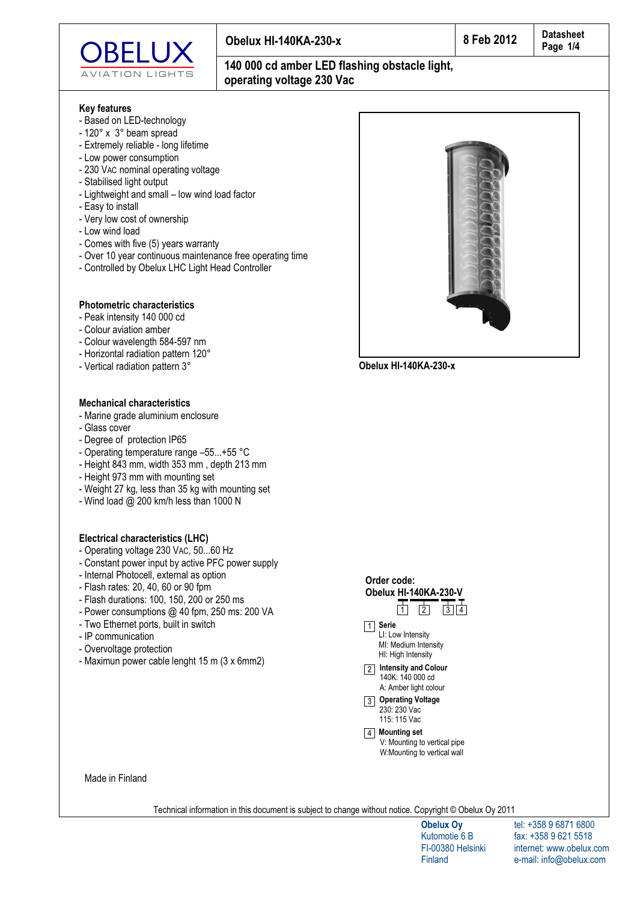# Obelux HI-140KA-230-x

8 Feb 2012

Datasheet

## 140 000 cd amber LED flashing obstacle light, operating voltage 230 Vac

### Key features

- Based on LED-technology
- 120° x 3° beam spread
- Extremely reliable - long lifetime
- Low power consumption
- 230 VAC nominal operating voltage
- Stabilised light output
- Lightweight and small – low wind load factor
- Easy to install
- Very low cost of ownership
- Low wind load
- Comes with five (5) years warranty
- Over 10 year continuous maintenance free operating time
- Controlled by Obelux LHC Light Head Controller

### Photometric characteristics

- Peak intensity 140 000 cd
- Colour aviation amber
- Colour wavelength 584-597 nm
- Horizontal radiation pattern 120°
- Vertical radiation pattern 3°

### Mechanical characteristics

- Marine grade aluminium enclosure
- Glass cover
- Degree of protection IP65
- Operating temperature range –55...+55 °C
- Height 843 mm, width 353 mm , depth 213 mm
- Height 973 mm with mounting set
- Weight 27 kg, less than 35 kg with mounting set
- Wind load @ 200 km/h less than 1000 N

### Electrical characteristics (LHC)

- Operating voltage 230 VAC, 50...60 Hz
- Constant power input by active PFC power supply
- Internal Photocell, external as option
- Flash rates: 20, 40, 60 or 90 fpm
- Flash durations: 100, 150, 200 or 250 ms
- Power consumptions @ 40 fpm, 250 ms: 200 VA
- Two Ethernet ports, built in switch
- IP communication
- Overvoltage protection
- Maximun power cable lenght 15 m (3 x 6mm2)

Obelux HI-140KA-230-x

### Order code:

**Obelux HI-140KA-230-V**

1. **Serie**
   LI: Low Intensity
   MI: Medium Intensity
   HI: High Intensity
2. **Intensity and Colour**
   140K: 140 000 cd
   A: Amber light colour
3. **Operating Voltage**
   230: 230 Vac
   115: 115 Vac
4. **Mounting set**
   V: Mounting to vertical pipe
   W:Mounting to vertical wall

Made in Finland

Technical information in this document is subject to change without notice. Copyright © Obelux Oy 2011

**Obelux Oy**
Kutomotie 6 B
FI-00380 Helsinki
Finland

tel: +358 9 6871 6800
fax: +358 9 621 5518
internet: www.obelux.com
e-mail: info@obelux.com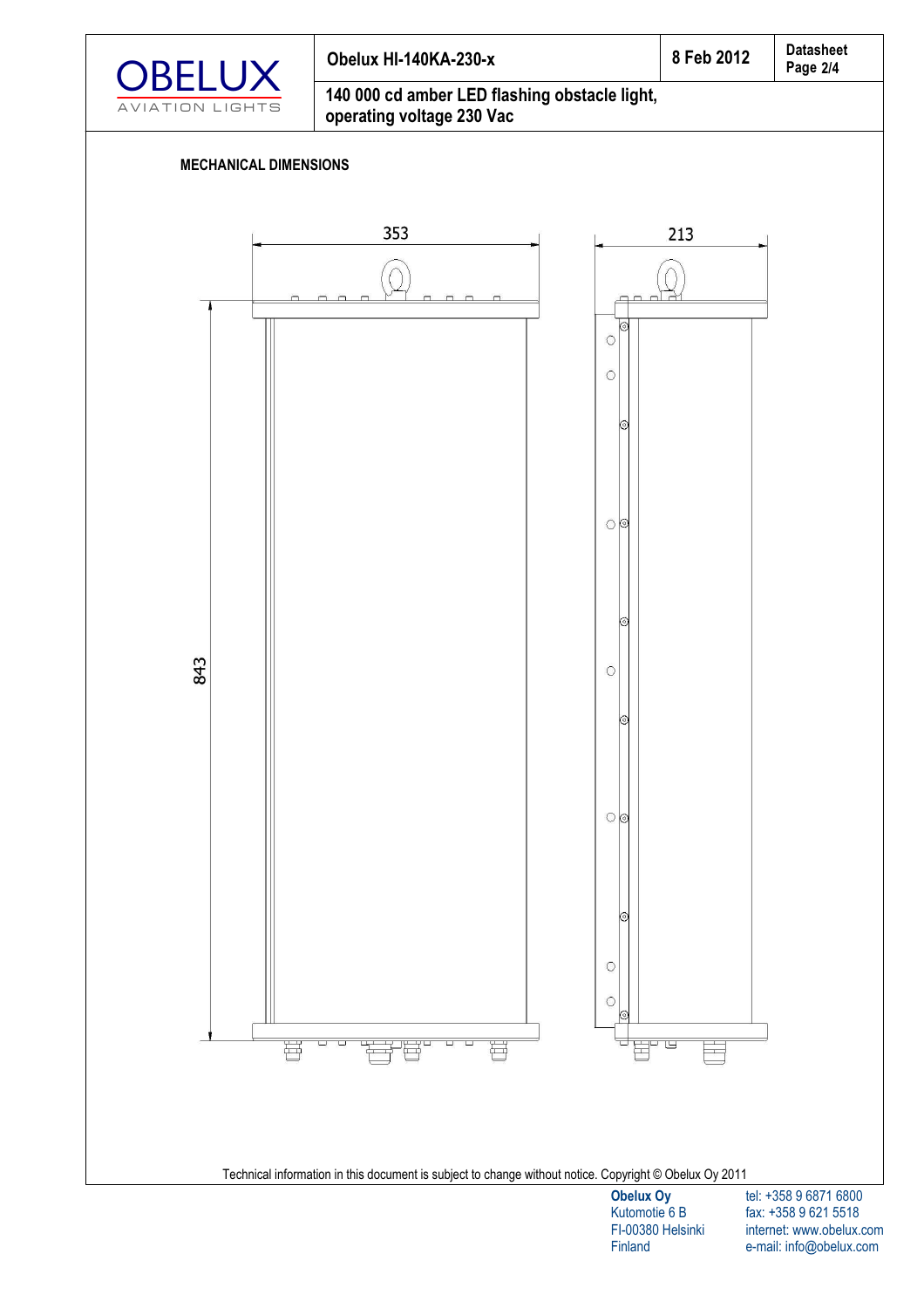## MECHANICAL DIMENSIONS

353

213

843

Technical information in this document is subject to change without notice. Copyright © Obelux Oy 2011

**Obelux Oy**
Kutomotie 6 B
FI-00380 Helsinki
Finland

tel: +358 9 6871 6800
fax: +358 9 621 5518
internet: www.obelux.com
e-mail: info@obelux.com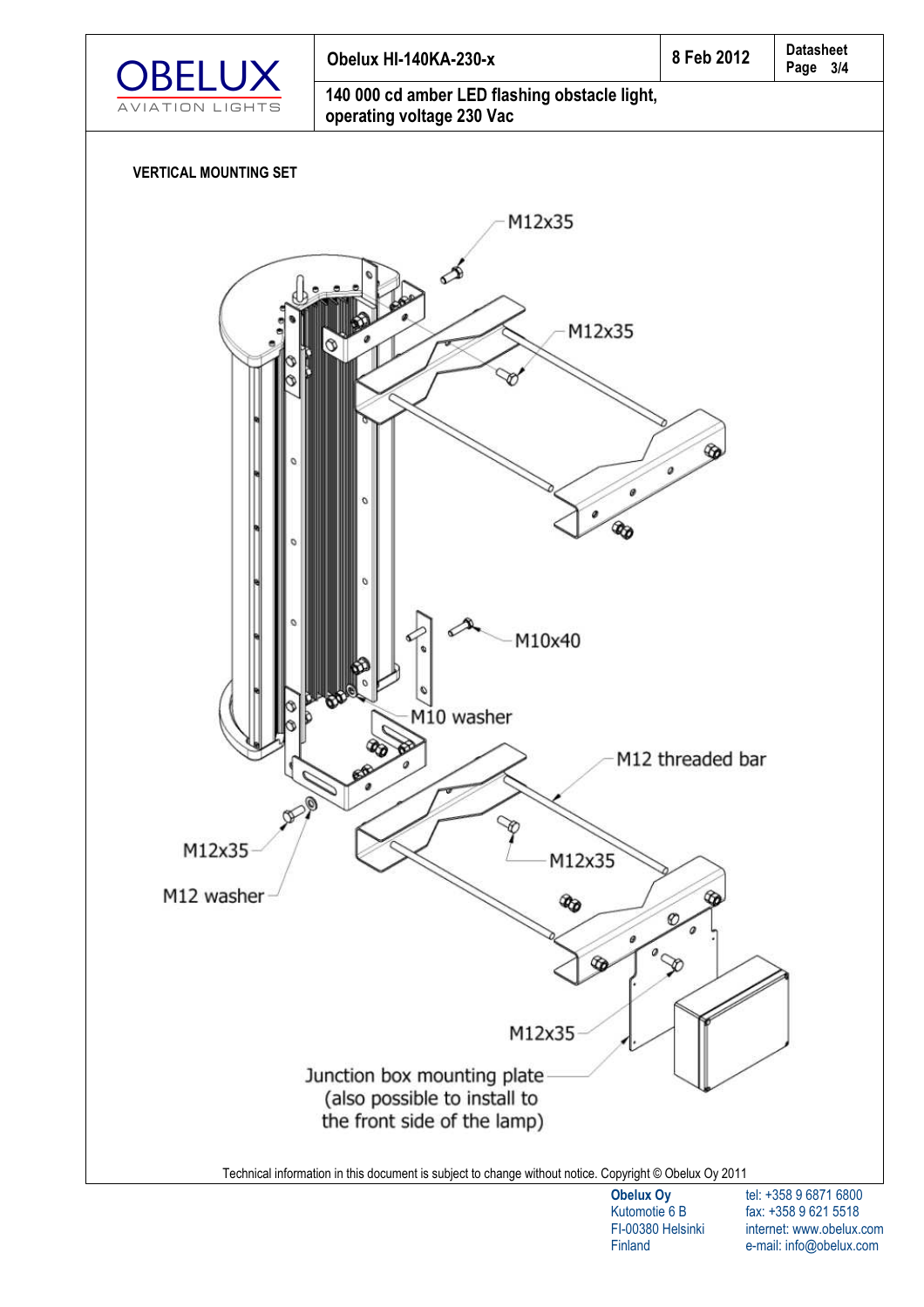| Obelux HI-140KA-230-x | 8 Feb 2012 | Datasheet Page 3/4 |
| --- | --- | --- |
| 140 000 cd amber LED flashing obstacle light, operating voltage 230 Vac | | |

**VERTICAL MOUNTING SET**

M12x35

M12x35

M10x40

M10 washer

M12 threaded bar

M12x35

M12 washer

M12x35

M12x35

Junction box mounting plate (also possible to install to the front side of the lamp)

Technical information in this document is subject to change without notice. Copyright © Obelux Oy 2011

**Obelux Oy**
Kutomotie 6 B
FI-00380 Helsinki
Finland

tel: +358 9 6871 6800
fax: +358 9 621 5518
internet: www.obelux.com
e-mail: info@obelux.com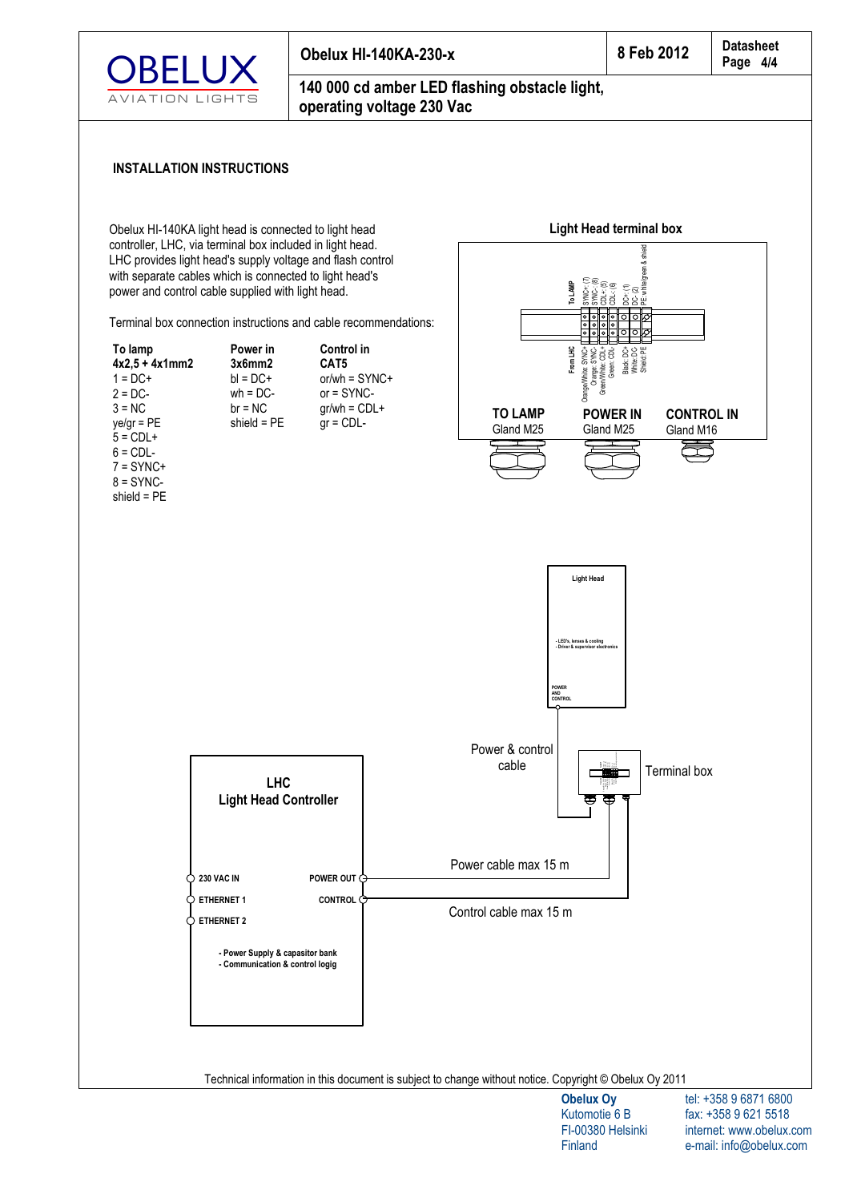## INSTALLATION INSTRUCTIONS

Obelux HI-140KA light head is connected to light head controller, LHC, via terminal box included in light head. LHC provides light head's supply voltage and flash control with separate cables which is connected to light head's power and control cable supplied with light head.

Terminal box connection instructions and cable recommendations:

**To lamp**
**4x2,5 + 4x1mm2**
1 = DC+
2 = DC-
3 = NC
ye/gr = PE
5 = CDL+
6 = CDL-
7 = SYNC+
8 = SYNC-
shield = PE

**Power in**
**3x6mm2**
bl = DC+
wh = DC-
br = NC
shield = PE

**Control in**
**CAT5**
or/wh = SYNC+
or = SYNC-
gr/wh = CDL+
gr = CDL-

**Light Head terminal box**

To LAMP
SYNC+ (7)
SYNC- (8)
CDL+ (5)
CDL- (6)
DC+ (1)
DC- (2)
PE: white/green & shield

From LHC
Orange/White: SYNC+
Orange: SYNC-
Green/White: CDL+
Green: CDL-
Black: DC+
White: DC-
Shield: PE

**TO LAMP**
Gland M25

**POWER IN**
Gland M25

**CONTROL IN**
Gland M16

Light Head
- LED's, lenses & cooling
- Driver & supervisor electronics
POWER AND CONTROL

Power & control cable

Terminal box

**LHC**
**Light Head Controller**

230 VAC IN
ETHERNET 1
ETHERNET 2
POWER OUT
CONTROL
- Power Supply & capasitor bank
- Communication & control logig

Power cable max 15 m

Control cable max 15 m

Technical information in this document is subject to change without notice. Copyright © Obelux Oy 2011

**Obelux Oy**
Kutomotie 6 B
FI-00380 Helsinki
Finland

tel: +358 9 6871 6800
fax: +358 9 621 5518
internet: www.obelux.com
e-mail: info@obelux.com